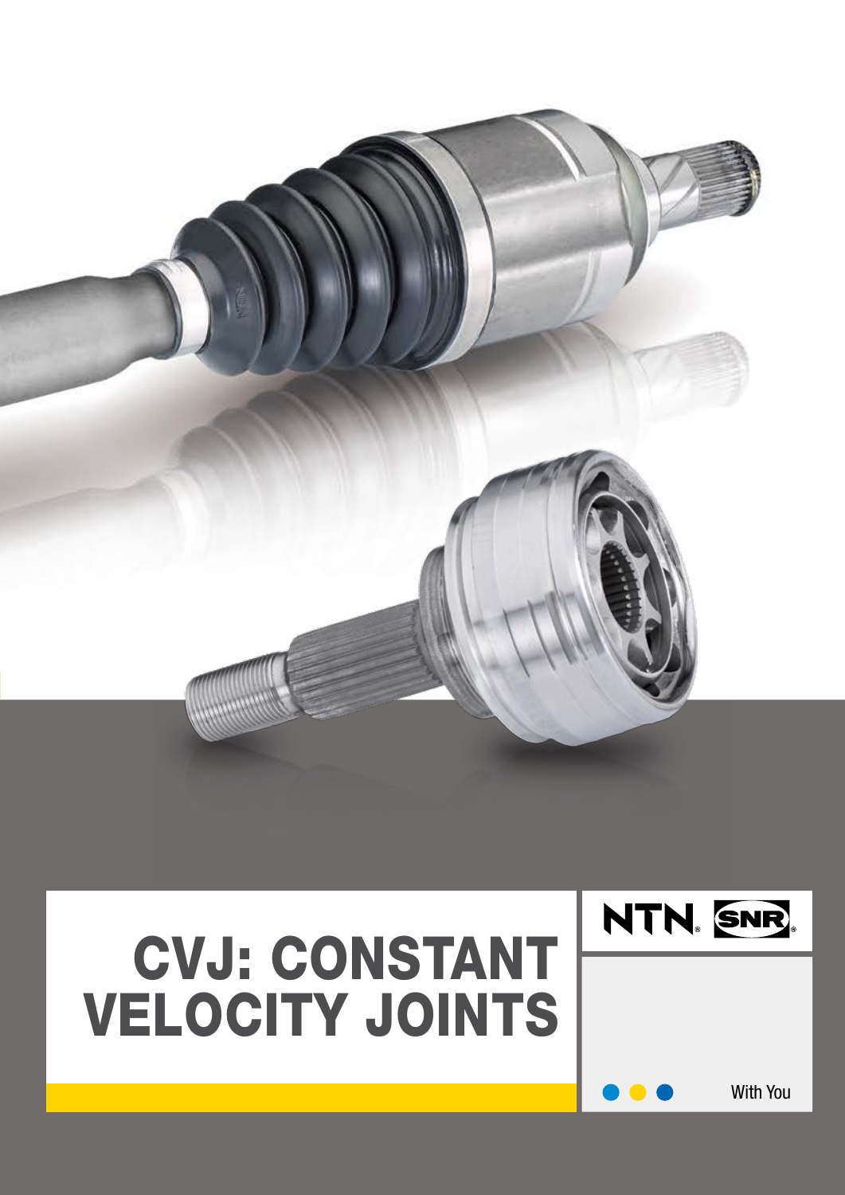# CVJ: CONSTANT VELOCITY JOINTS

NTN SNR

With You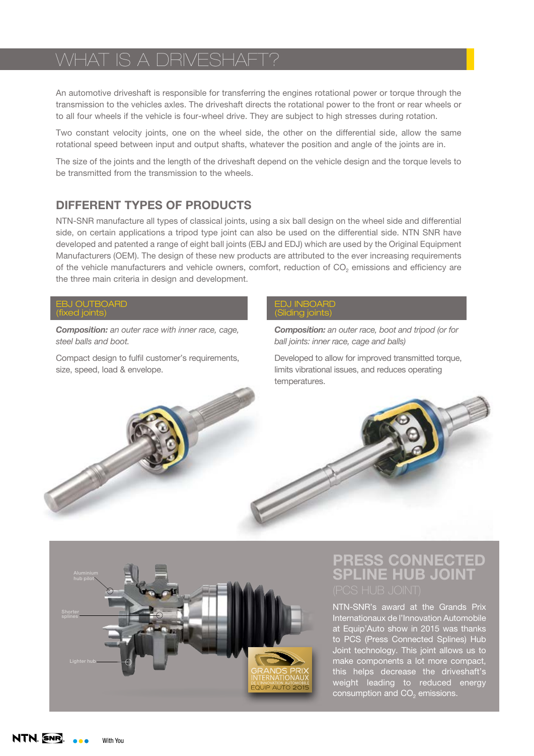# WHAT IS A DRIVESHAFT?

An automotive driveshaft is responsible for transferring the engines rotational power or torque through the transmission to the vehicles axles. The driveshaft directs the rotational power to the front or rear wheels or to all four wheels if the vehicle is four-wheel drive. They are subject to high stresses during rotation.

Two constant velocity joints, one on the wheel side, the other on the differential side, allow the same rotational speed between input and output shafts, whatever the position and angle of the joints are in.

The size of the joints and the length of the driveshaft depend on the vehicle design and the torque levels to be transmitted from the transmission to the wheels.

## DIFFERENT TYPES OF PRODUCTS

NTN-SNR manufacture all types of classical joints, using a six ball design on the wheel side and differential side, on certain applications a tripod type joint can also be used on the differential side. NTN SNR have developed and patented a range of eight ball joints (EBJ and EDJ) which are used by the Original Equipment Manufacturers (OEM). The design of these new products are attributed to the ever increasing requirements of the vehicle manufacturers and vehicle owners, comfort, reduction of $CO_2$ emissions and efficiency are the three main criteria in design and development.

### EBJ OUTBOARD (fixed joints)

***Composition:*** *an outer race with inner race, cage, steel balls and boot.*

Compact design to fulfil customer's requirements, size, speed, load & envelope.

### EDJ INBOARD (Sliding joints)

***Composition:*** *an outer race, boot and tripod (or for ball joints: inner race, cage and balls)*

Developed to allow for improved transmitted torque, limits vibrational issues, and reduces operating temperatures.

Aluminium hub pilot

Shorter splines

Lighter hub

GRANDS PRIX INTERNATIONAUX DE L'INNOVATION AUTOMOBILE EQUIP AUTO 2015

## PRESS CONNECTED SPLINE HUB JOINT

(PCS HUB JOINT)

NTN-SNR's award at the Grands Prix Internationaux de l'Innovation Automobile at Equip'Auto show in 2015 was thanks to PCS (Press Connected Splines) Hub Joint technology. This joint allows us to make components a lot more compact, this helps decrease the driveshaft's weight leading to reduced energy consumption and $CO_2$ emissions.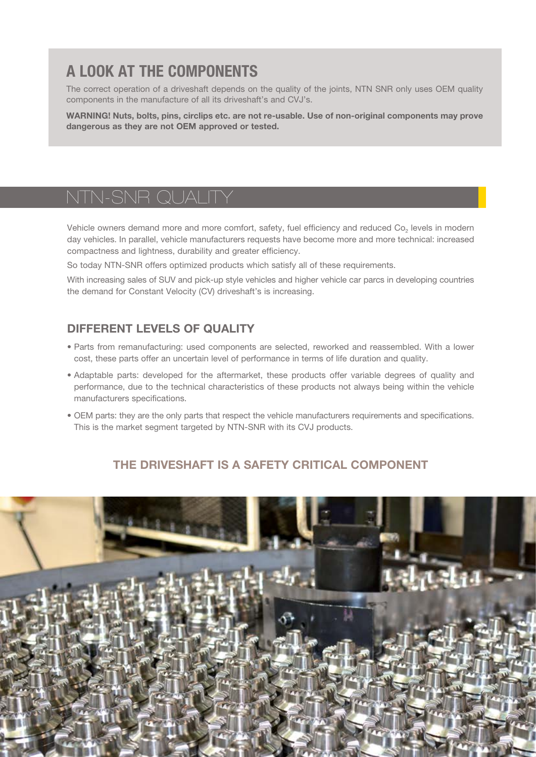## A LOOK AT THE COMPONENTS

The correct operation of a driveshaft depends on the quality of the joints, NTN SNR only uses OEM quality components in the manufacture of all its driveshaft's and CVJ's.

**WARNING! Nuts, bolts, pins, circlips etc. are not re-usable. Use of non-original components may prove dangerous as they are not OEM approved or tested.**

# NTN-SNR QUALITY

Vehicle owners demand more and more comfort, safety, fuel efficiency and reduced $Co_2$ levels in modern day vehicles. In parallel, vehicle manufacturers requests have become more and more technical: increased compactness and lightness, durability and greater efficiency.

So today NTN-SNR offers optimized products which satisfy all of these requirements.

With increasing sales of SUV and pick-up style vehicles and higher vehicle car parcs in developing countries the demand for Constant Velocity (CV) driveshaft's is increasing.

## DIFFERENT LEVELS OF QUALITY

- Parts from remanufacturing: used components are selected, reworked and reassembled. With a lower cost, these parts offer an uncertain level of performance in terms of life duration and quality.
- Adaptable parts: developed for the aftermarket, these products offer variable degrees of quality and performance, due to the technical characteristics of these products not always being within the vehicle manufacturers specifications.
- OEM parts: they are the only parts that respect the vehicle manufacturers requirements and specifications. This is the market segment targeted by NTN-SNR with its CVJ products.

### THE DRIVESHAFT IS A SAFETY CRITICAL COMPONENT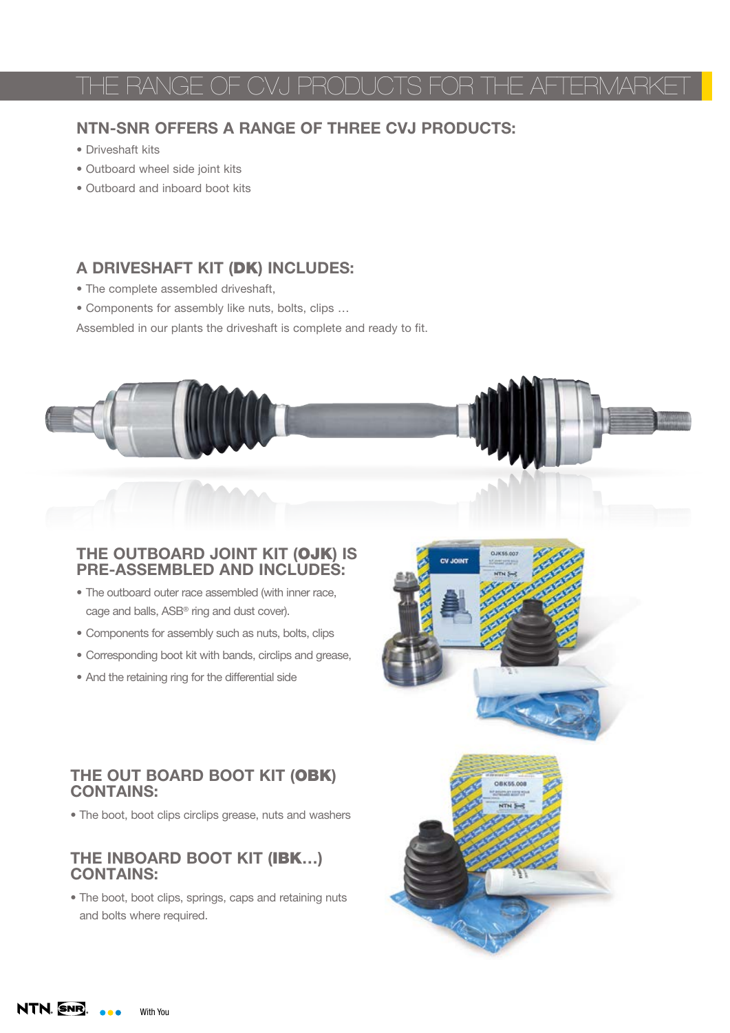# THE RANGE OF CVJ PRODUCTS FOR THE AFTERMARKET

## NTN-SNR OFFERS A RANGE OF THREE CVJ PRODUCTS:

- Driveshaft kits
- Outboard wheel side joint kits
- Outboard and inboard boot kits

## A DRIVESHAFT KIT (DK) INCLUDES:

- The complete assembled driveshaft,
- Components for assembly like nuts, bolts, clips …

Assembled in our plants the driveshaft is complete and ready to fit.

## THE OUTBOARD JOINT KIT (OJK) IS PRE-ASSEMBLED AND INCLUDES:

- The outboard outer race assembled (with inner race, cage and balls, ASB® ring and dust cover).
- Components for assembly such as nuts, bolts, clips
- Corresponding boot kit with bands, circlips and grease,
- And the retaining ring for the differential side

## THE OUT BOARD BOOT KIT (OBK) CONTAINS:

- The boot, boot clips circlips grease, nuts and washers

## THE INBOARD BOOT KIT (IBK…) CONTAINS:

- The boot, boot clips, springs, caps and retaining nuts and bolts where required.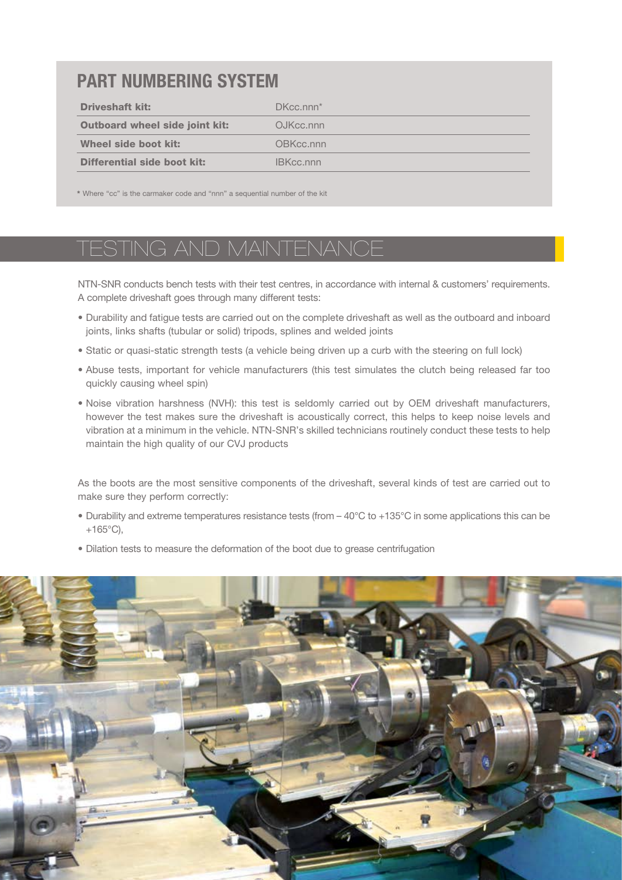## PART NUMBERING SYSTEM

| | |
|---|---|
| **Driveshaft kit:** | DKcc.nnn* |
| **Outboard wheel side joint kit:** | OJKcc.nnn |
| **Wheel side boot kit:** | OBKcc.nnn |
| **Differential side boot kit:** | IBKcc.nnn |

* Where "cc" is the carmaker code and "nnn" a sequential number of the kit

# TESTING AND MAINTENANCE

NTN-SNR conducts bench tests with their test centres, in accordance with internal & customers' requirements. A complete driveshaft goes through many different tests:

- Durability and fatigue tests are carried out on the complete driveshaft as well as the outboard and inboard joints, links shafts (tubular or solid) tripods, splines and welded joints
- Static or quasi-static strength tests (a vehicle being driven up a curb with the steering on full lock)
- Abuse tests, important for vehicle manufacturers (this test simulates the clutch being released far too quickly causing wheel spin)
- Noise vibration harshness (NVH): this test is seldomly carried out by OEM driveshaft manufacturers, however the test makes sure the driveshaft is acoustically correct, this helps to keep noise levels and vibration at a minimum in the vehicle. NTN-SNR's skilled technicians routinely conduct these tests to help maintain the high quality of our CVJ products

As the boots are the most sensitive components of the driveshaft, several kinds of test are carried out to make sure they perform correctly:

- Durability and extreme temperatures resistance tests (from – 40°C to +135°C in some applications this can be +165°C),
- Dilation tests to measure the deformation of the boot due to grease centrifugation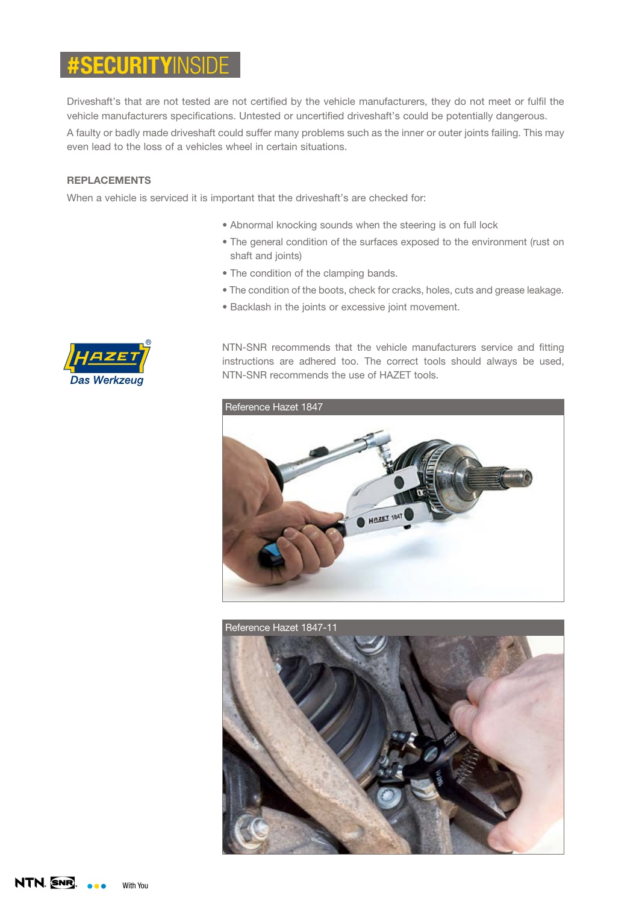# #SECURITYINSIDE

Driveshaft's that are not tested are not certified by the vehicle manufacturers, they do not meet or fulfil the vehicle manufacturers specifications. Untested or uncertified driveshaft's could be potentially dangerous.

A faulty or badly made driveshaft could suffer many problems such as the inner or outer joints failing. This may even lead to the loss of a vehicles wheel in certain situations.

## REPLACEMENTS

When a vehicle is serviced it is important that the driveshaft's are checked for:

- Abnormal knocking sounds when the steering is on full lock
- The general condition of the surfaces exposed to the environment (rust on shaft and joints)
- The condition of the clamping bands.
- The condition of the boots, check for cracks, holes, cuts and grease leakage.
- Backlash in the joints or excessive joint movement.

HAZET® Das Werkzeug

NTN-SNR recommends that the vehicle manufacturers service and fitting instructions are adhered too. The correct tools should always be used, NTN-SNR recommends the use of HAZET tools.

Reference Hazet 1847

Reference Hazet 1847-11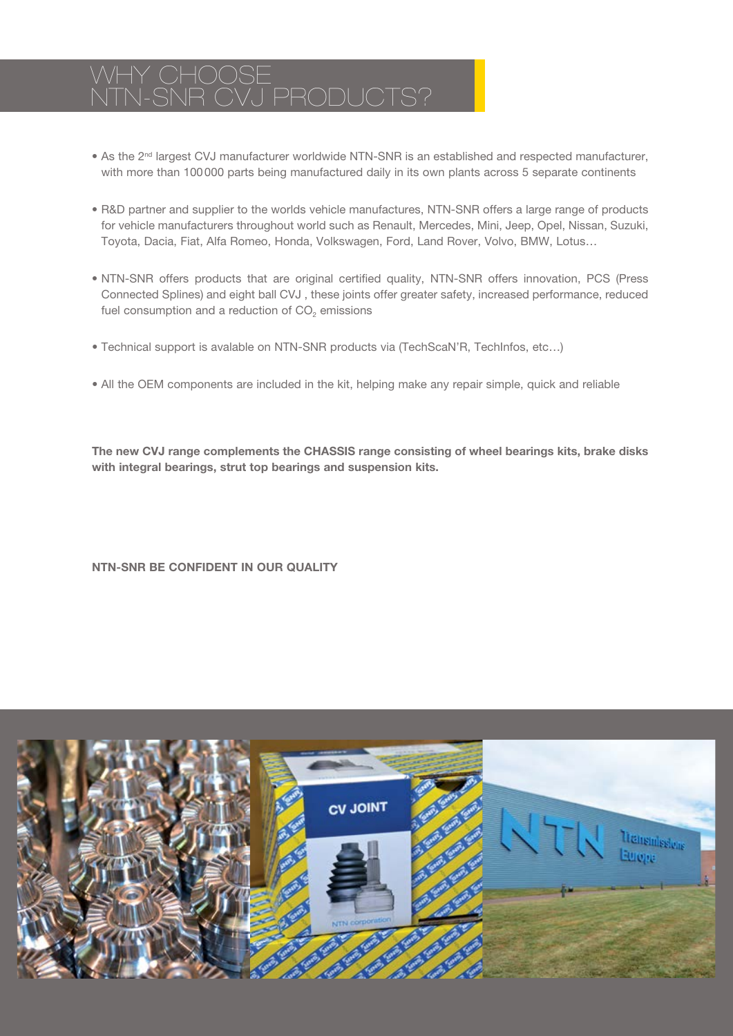# WHY CHOOSE NTN-SNR CVJ PRODUCTS?

- As the 2nd largest CVJ manufacturer worldwide NTN-SNR is an established and respected manufacturer, with more than 100000 parts being manufactured daily in its own plants across 5 separate continents
- R&D partner and supplier to the worlds vehicle manufactures, NTN-SNR offers a large range of products for vehicle manufacturers throughout world such as Renault, Mercedes, Mini, Jeep, Opel, Nissan, Suzuki, Toyota, Dacia, Fiat, Alfa Romeo, Honda, Volkswagen, Ford, Land Rover, Volvo, BMW, Lotus…
- NTN-SNR offers products that are original certified quality, NTN-SNR offers innovation, PCS (Press Connected Splines) and eight ball CVJ , these joints offer greater safety, increased performance, reduced fuel consumption and a reduction of $CO_2$ emissions
- Technical support is avalable on NTN-SNR products via (TechScaN'R, TechInfos, etc…)
- All the OEM components are included in the kit, helping make any repair simple, quick and reliable

**The new CVJ range complements the CHASSIS range consisting of wheel bearings kits, brake disks with integral bearings, strut top bearings and suspension kits.**

**NTN-SNR BE CONFIDENT IN OUR QUALITY**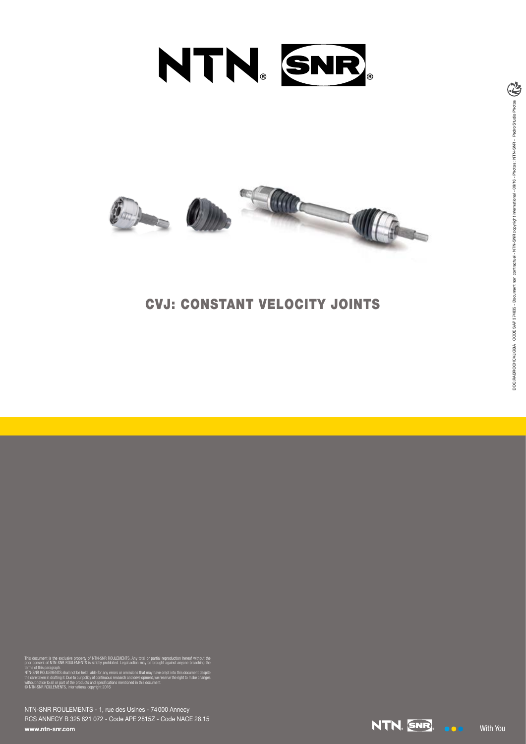# CVJ: CONSTANT VELOCITY JOINTS

DOC.RABROCHCVJ.GBA CODE SAP 374835 - Document non contractuel - NTN-SNR copyright international - 09/16 - Photos : NTN-SNR - Pedro Studio Photos

This document is the exclusive property of NTN-SNR ROULEMENTS. Any total or partial reproduction hereof without the prior consent of NTN-SNR ROULEMENTS is strictly prohibited. Legal action may be brought against anyone breaching the terms of this paragraph.
NTN-SNR ROULEMENTS shall not be held liable for any errors or omissions that may have crept into this document despite the care taken in drafting it. Due to our policy of continuous research and development, we reserve the right to make changes without notice to all or part of the products and specifications mentioned in this document.
© NTN-SNR ROULEMENTS, international copyright 2016

NTN-SNR ROULEMENTS - 1, rue des Usines - 74000 Annecy
RCS ANNECY B 325 821 072 - Code APE 2815Z - Code NACE 28.15
**www.ntn-snr.com**

With You